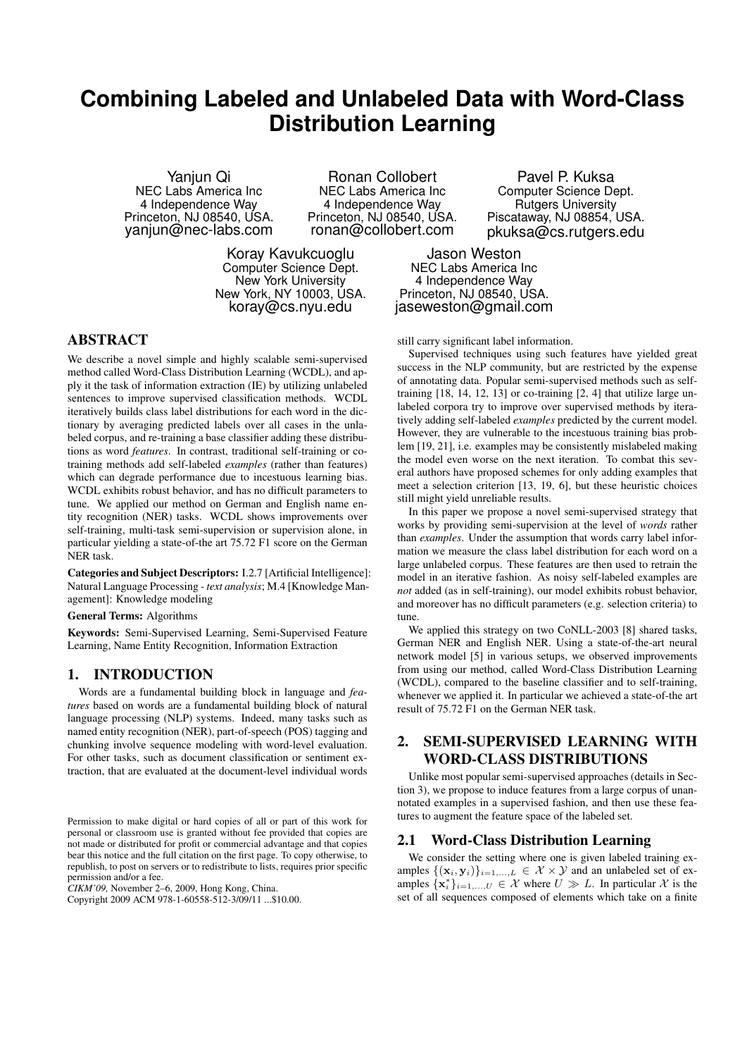# Combining Labeled and Unlabeled Data with Word-Class Distribution Learning

Yanjun Qi
NEC Labs America Inc
4 Independence Way
Princeton, NJ 08540, USA.
yanjun@nec-labs.com

Ronan Collobert
NEC Labs America Inc
4 Independence Way
Princeton, NJ 08540, USA.
ronan@collobert.com

Pavel P. Kuksa
Computer Science Dept.
Rutgers University
Piscataway, NJ 08854, USA.
pkuksa@cs.rutgers.edu

Koray Kavukcuoglu
Computer Science Dept.
New York University
New York, NY 10003, USA.
koray@cs.nyu.edu

Jason Weston
NEC Labs America Inc
4 Independence Way
Princeton, NJ 08540, USA.
jaseweston@gmail.com

## ABSTRACT

We describe a novel simple and highly scalable semi-supervised method called Word-Class Distribution Learning (WCDL), and apply it the task of information extraction (IE) by utilizing unlabeled sentences to improve supervised classification methods. WCDL iteratively builds class label distributions for each word in the dictionary by averaging predicted labels over all cases in the unlabeled corpus, and re-training a base classifier adding these distributions as word *features*. In contrast, traditional self-training or co-training methods add self-labeled *examples* (rather than features) which can degrade performance due to incestuous learning bias. WCDL exhibits robust behavior, and has no difficult parameters to tune. We applied our method on German and English name entity recognition (NER) tasks. WCDL shows improvements over self-training, multi-task semi-supervision or supervision alone, in particular yielding a state-of-the art 75.72 F1 score on the German NER task.

**Categories and Subject Descriptors:** I.2.7 [Artificial Intelligence]: Natural Language Processing - *text analysis*; M.4 [Knowledge Management]: Knowledge modeling

**General Terms:** Algorithms

**Keywords:** Semi-Supervised Learning, Semi-Supervised Feature Learning, Name Entity Recognition, Information Extraction

## 1. INTRODUCTION

Words are a fundamental building block in language and *features* based on words are a fundamental building block of natural language processing (NLP) systems. Indeed, many tasks such as named entity recognition (NER), part-of-speech (POS) tagging and chunking involve sequence modeling with word-level evaluation. For other tasks, such as document classification or sentiment extraction, that are evaluated at the document-level individual words still carry significant label information.

Supervised techniques using such features have yielded great success in the NLP community, but are restricted by the expense of annotating data. Popular semi-supervised methods such as self-training [18, 14, 12, 13] or co-training [2, 4] that utilize large unlabeled corpora try to improve over supervised methods by iteratively adding self-labeled *examples* predicted by the current model. However, they are vulnerable to the incestuous training bias problem [19, 21], i.e. examples may be consistently mislabeled making the model even worse on the next iteration. To combat this several authors have proposed schemes for only adding examples that meet a selection criterion [13, 19, 6], but these heuristic choices still might yield unreliable results.

In this paper we propose a novel semi-supervised strategy that works by providing semi-supervision at the level of *words* rather than *examples*. Under the assumption that words carry label information we measure the class label distribution for each word on a large unlabeled corpus. These features are then used to retrain the model in an iterative fashion. As noisy self-labeled examples are *not* added (as in self-training), our model exhibits robust behavior, and moreover has no difficult parameters (e.g. selection criteria) to tune.

We applied this strategy on two CoNLL-2003 [8] shared tasks, German NER and English NER. Using a state-of-the-art neural network model [5] in various setups, we observed improvements from using our method, called Word-Class Distribution Learning (WCDL), compared to the baseline classifier and to self-training, whenever we applied it. In particular we achieved a state-of-the art result of 75.72 F1 on the German NER task.

Permission to make digital or hard copies of all or part of this work for personal or classroom use is granted without fee provided that copies are not made or distributed for profit or commercial advantage and that copies bear this notice and the full citation on the first page. To copy otherwise, to republish, to post on servers or to redistribute to lists, requires prior specific permission and/or a fee.
*CIKM'09,* November 2–6, 2009, Hong Kong, China.
Copyright 2009 ACM 978-1-60558-512-3/09/11 ...$10.00.

## 2. SEMI-SUPERVISED LEARNING WITH WORD-CLASS DISTRIBUTIONS

Unlike most popular semi-supervised approaches (details in Section 3), we propose to induce features from a large corpus of unannotated examples in a supervised fashion, and then use these features to augment the feature space of the labeled set.

### 2.1 Word-Class Distribution Learning

We consider the setting where one is given labeled training examples $\{(\mathbf{x}_i, \mathbf{y}_i)\}_{i=1,\ldots,L} \in \mathcal{X} \times \mathcal{Y}$ and an unlabeled set of examples $\{\mathbf{x}^*_i\}_{i=1,\ldots,U} \in \mathcal{X}$ where $U \gg L$. In particular $\mathcal{X}$ is the set of all sequences composed of elements which take on a finite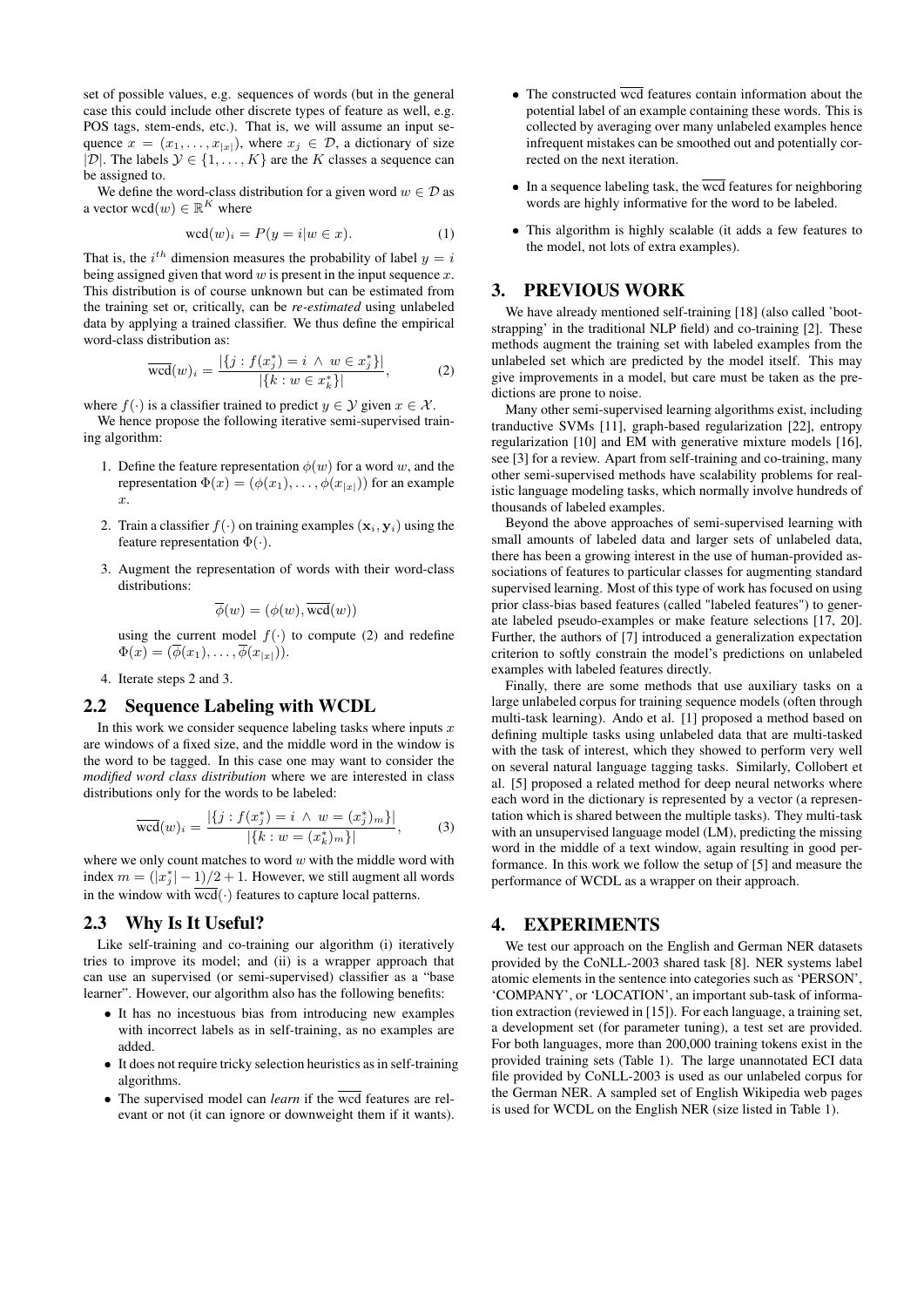set of possible values, e.g. sequences of words (but in the general case this could include other discrete types of feature as well, e.g. POS tags, stem-ends, etc.). That is, we will assume an input sequence $x = (x_1, \ldots, x_{|x|})$, where $x_j \in \mathcal{D}$, a dictionary of size $|\mathcal{D}|$. The labels $\mathcal{Y} \in \{1, \ldots, K\}$ are the $K$ classes a sequence can be assigned to.

We define the word-class distribution for a given word $w \in \mathcal{D}$ as a vector $\text{wcd}(w) \in \mathbb{R}^K$ where

$$\text{wcd}(w)_i = P(y = i | w \in x). \tag{1}$$

That is, the $i^{th}$ dimension measures the probability of label $y = i$ being assigned given that word $w$ is present in the input sequence $x$. This distribution is of course unknown but can be estimated from the training set or, critically, can be *re-estimated* using unlabeled data by applying a trained classifier. We thus define the empirical word-class distribution as:

$$\overline{\text{wcd}}(w)_i = \frac{|\{j : f(x_j^*) = i \ \wedge \ w \in x_j^*\}|}{|\{k : w \in x_k^*\}|}, \tag{2}$$

where $f(\cdot)$ is a classifier trained to predict $y \in \mathcal{Y}$ given $x \in \mathcal{X}$.

We hence propose the following iterative semi-supervised training algorithm:

1. Define the feature representation $\phi(w)$ for a word $w$, and the representation $\Phi(x) = (\phi(x_1), \ldots, \phi(x_{|x|}))$ for an example $x$.
2. Train a classifier $f(\cdot)$ on training examples $(\mathbf{x}_i, \mathbf{y}_i)$ using the feature representation $\Phi(\cdot)$.
3. Augment the representation of words with their word-class distributions:
$$\overline{\phi}(w) = (\phi(w), \overline{\text{wcd}}(w))$$
using the current model $f(\cdot)$ to compute (2) and redefine $\Phi(x) = (\overline{\phi}(x_1), \ldots, \overline{\phi}(x_{|x|}))$.
4. Iterate steps 2 and 3.

## 2.2 Sequence Labeling with WCDL

In this work we consider sequence labeling tasks where inputs $x$ are windows of a fixed size, and the middle word in the window is the word to be tagged. In this case one may want to consider the *modified word class distribution* where we are interested in class distributions only for the words to be labeled:

$$\overline{\text{wcd}}(w)_i = \frac{|\{j : f(x_j^*) = i \ \wedge \ w = (x_j^*)_m\}|}{|\{k : w = (x_k^*)_m\}|}, \tag{3}$$

where we only count matches to word $w$ with the middle word with index $m = (|x_j^*| - 1)/2 + 1$. However, we still augment all words in the window with $\overline{\text{wcd}}(\cdot)$ features to capture local patterns.

## 2.3 Why Is It Useful?

Like self-training and co-training our algorithm (i) iteratively tries to improve its model; and (ii) is a wrapper approach that can use an supervised (or semi-supervised) classifier as a "base learner". However, our algorithm also has the following benefits:

- It has no incestuous bias from introducing new examples with incorrect labels as in self-training, as no examples are added.
- It does not require tricky selection heuristics as in self-training algorithms.
- The supervised model can *learn* if the $\overline{\text{wcd}}$ features are relevant or not (it can ignore or downweight them if it wants).
- The constructed $\overline{\text{wcd}}$ features contain information about the potential label of an example containing these words. This is collected by averaging over many unlabeled examples hence infrequent mistakes can be smoothed out and potentially corrected on the next iteration.
- In a sequence labeling task, the $\overline{\text{wcd}}$ features for neighboring words are highly informative for the word to be labeled.
- This algorithm is highly scalable (it adds a few features to the model, not lots of extra examples).

# 3. PREVIOUS WORK

We have already mentioned self-training [18] (also called 'bootstrapping' in the traditional NLP field) and co-training [2]. These methods augment the training set with labeled examples from the unlabeled set which are predicted by the model itself. This may give improvements in a model, but care must be taken as the predictions are prone to noise.

Many other semi-supervised learning algorithms exist, including tranductive SVMs [11], graph-based regularization [22], entropy regularization [10] and EM with generative mixture models [16], see [3] for a review. Apart from self-training and co-training, many other semi-supervised methods have scalability problems for realistic language modeling tasks, which normally involve hundreds of thousands of labeled examples.

Beyond the above approaches of semi-supervised learning with small amounts of labeled data and larger sets of unlabeled data, there has been a growing interest in the use of human-provided associations of features to particular classes for augmenting standard supervised learning. Most of this type of work has focused on using prior class-bias based features (called "labeled features") to generate labeled pseudo-examples or make feature selections [17, 20]. Further, the authors of [7] introduced a generalization expectation criterion to softly constrain the model's predictions on unlabeled examples with labeled features directly.

Finally, there are some methods that use auxiliary tasks on a large unlabeled corpus for training sequence models (often through multi-task learning). Ando et al. [1] proposed a method based on defining multiple tasks using unlabeled data that are multi-tasked with the task of interest, which they showed to perform very well on several natural language tagging tasks. Similarly, Collobert et al. [5] proposed a related method for deep neural networks where each word in the dictionary is represented by a vector (a representation which is shared between the multiple tasks). They multi-task with an unsupervised language model (LM), predicting the missing word in the middle of a text window, again resulting in good performance. In this work we follow the setup of [5] and measure the performance of WCDL as a wrapper on their approach.

# 4. EXPERIMENTS

We test our approach on the English and German NER datasets provided by the CoNLL-2003 shared task [8]. NER systems label atomic elements in the sentence into categories such as 'PERSON', 'COMPANY', or 'LOCATION', an important sub-task of information extraction (reviewed in [15]). For each language, a training set, a development set (for parameter tuning), a test set are provided. For both languages, more than 200,000 training tokens exist in the provided training sets (Table 1). The large unannotated ECI data file provided by CoNLL-2003 is used as our unlabeled corpus for the German NER. A sampled set of English Wikipedia web pages is used for WCDL on the English NER (size listed in Table 1).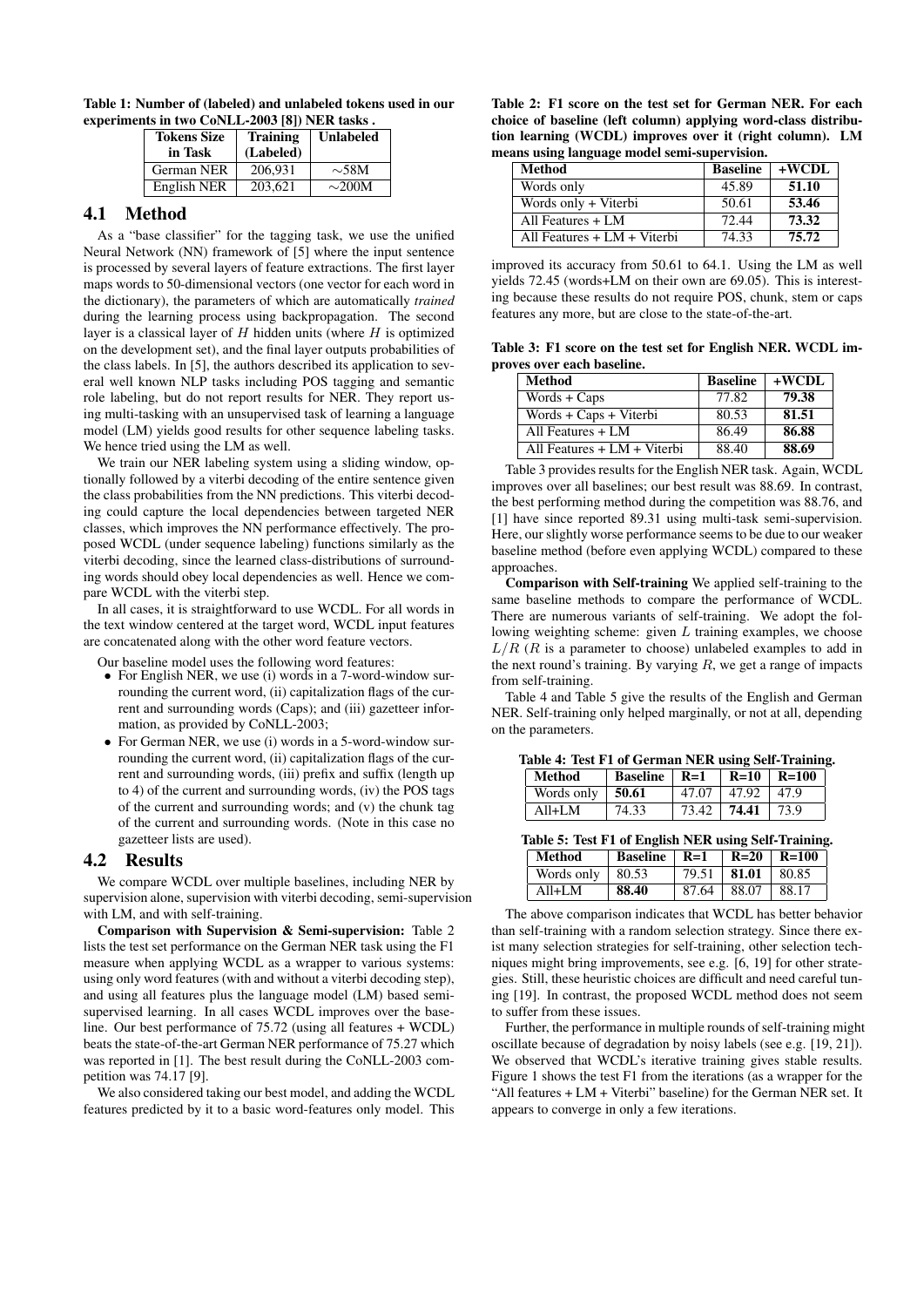**Table 1: Number of (labeled) and unlabeled tokens used in our experiments in two CoNLL-2003 [8]) NER tasks .**

| Tokens Size in Task | Training (Labeled) | Unlabeled |
|---|---|---|
| German NER | 206,931 | ∼58M |
| English NER | 203,621 | ∼200M |

## 4.1 Method

As a "base classifier" for the tagging task, we use the unified Neural Network (NN) framework of [5] where the input sentence is processed by several layers of feature extractions. The first layer maps words to 50-dimensional vectors (one vector for each word in the dictionary), the parameters of which are automatically *trained* during the learning process using backpropagation. The second layer is a classical layer of $H$ hidden units (where $H$ is optimized on the development set), and the final layer outputs probabilities of the class labels. In [5], the authors described its application to several well known NLP tasks including POS tagging and semantic role labeling, but do not report results for NER. They report using multi-tasking with an unsupervised task of learning a language model (LM) yields good results for other sequence labeling tasks. We hence tried using the LM as well.

We train our NER labeling system using a sliding window, optionally followed by a viterbi decoding of the entire sentence given the class probabilities from the NN predictions. This viterbi decoding could capture the local dependencies between targeted NER classes, which improves the NN performance effectively. The proposed WCDL (under sequence labeling) functions similarly as the viterbi decoding, since the learned class-distributions of surrounding words should obey local dependencies as well. Hence we compare WCDL with the viterbi step.

In all cases, it is straightforward to use WCDL. For all words in the text window centered at the target word, WCDL input features are concatenated along with the other word feature vectors.

Our baseline model uses the following word features:

- For English NER, we use (i) words in a 7-word-window surrounding the current word, (ii) capitalization flags of the current and surrounding words (Caps); and (iii) gazetteer information, as provided by CoNLL-2003;
- For German NER, we use (i) words in a 5-word-window surrounding the current word, (ii) capitalization flags of the current and surrounding words, (iii) prefix and suffix (length up to 4) of the current and surrounding words, (iv) the POS tags of the current and surrounding words; and (v) the chunk tag of the current and surrounding words. (Note in this case no gazetteer lists are used).

## 4.2 Results

We compare WCDL over multiple baselines, including NER by supervision alone, supervision with viterbi decoding, semi-supervision with LM, and with self-training.

**Comparison with Supervision & Semi-supervision:** Table 2 lists the test set performance on the German NER task using the F1 measure when applying WCDL as a wrapper to various systems: using only word features (with and without a viterbi decoding step), and using all features plus the language model (LM) based semi-supervised learning. In all cases WCDL improves over the baseline. Our best performance of 75.72 (using all features + WCDL) beats the state-of-the-art German NER performance of 75.27 which was reported in [1]. The best result during the CoNLL-2003 competition was 74.17 [9].

We also considered taking our best model, and adding the WCDL features predicted by it to a basic word-features only model. This improved its accuracy from 50.61 to 64.1. Using the LM as well yields 72.45 (words+LM on their own are 69.05). This is interesting because these results do not require POS, chunk, stem or caps features any more, but are close to the state-of-the-art.

**Table 2: F1 score on the test set for German NER. For each choice of baseline (left column) applying word-class distribution learning (WCDL) improves over it (right column). LM means using language model semi-supervision.**

| Method | Baseline | +WCDL |
|---|---|---|
| Words only | 45.89 | **51.10** |
| Words only + Viterbi | 50.61 | **53.46** |
| All Features + LM | 72.44 | **73.32** |
| All Features + LM + Viterbi | 74.33 | **75.72** |

**Table 3: F1 score on the test set for English NER. WCDL improves over each baseline.**

| Method | Baseline | +WCDL |
|---|---|---|
| Words + Caps | 77.82 | **79.38** |
| Words + Caps + Viterbi | 80.53 | **81.51** |
| All Features + LM | 86.49 | **86.88** |
| All Features + LM + Viterbi | 88.40 | **88.69** |

Table 3 provides results for the English NER task. Again, WCDL improves over all baselines; our best result was 88.69. In contrast, the best performing method during the competition was 88.76, and [1] have since reported 89.31 using multi-task semi-supervision. Here, our slightly worse performance seems to be due to our weaker baseline method (before even applying WCDL) compared to these approaches.

**Comparison with Self-training** We applied self-training to the same baseline methods to compare the performance of WCDL. There are numerous variants of self-training. We adopt the following weighting scheme: given $L$ training examples, we choose $L/R$ ($R$ is a parameter to choose) unlabeled examples to add in the next round's training. By varying $R$, we get a range of impacts from self-training.

Table 4 and Table 5 give the results of the English and German NER. Self-training only helped marginally, or not at all, depending on the parameters.

**Table 4: Test F1 of German NER using Self-Training.**

| Method | Baseline | R=1 | R=10 | R=100 |
|---|---|---|---|---|
| Words only | **50.61** | 47.07 | 47.92 | 47.9 |
| All+LM | 74.33 | 73.42 | **74.41** | 73.9 |

**Table 5: Test F1 of English NER using Self-Training.**

| Method | Baseline | R=1 | R=20 | R=100 |
|---|---|---|---|---|
| Words only | 80.53 | 79.51 | **81.01** | 80.85 |
| All+LM | **88.40** | 87.64 | 88.07 | 88.17 |

The above comparison indicates that WCDL has better behavior than self-training with a random selection strategy. Since there exist many selection strategies for self-training, other selection techniques might bring improvements, see e.g. [6, 19] for other strategies. Still, these heuristic choices are difficult and need careful tuning [19]. In contrast, the proposed WCDL method does not seem to suffer from these issues.

Further, the performance in multiple rounds of self-training might oscillate because of degradation by noisy labels (see e.g. [19, 21]). We observed that WCDL's iterative training gives stable results. Figure 1 shows the test F1 from the iterations (as a wrapper for the "All features + LM + Viterbi" baseline) for the German NER set. It appears to converge in only a few iterations.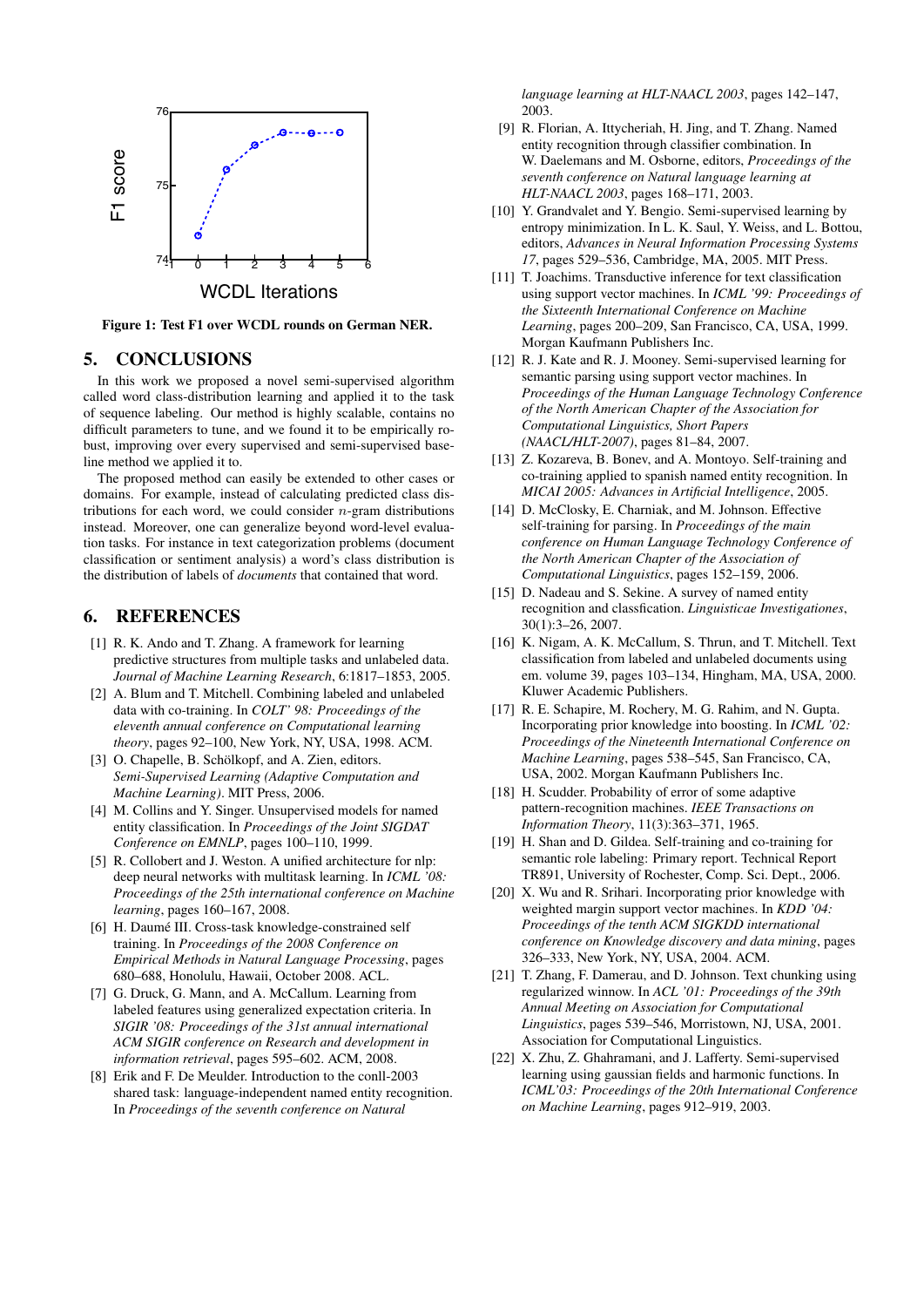76

75

74

F1 score

-1 0 1 2 3 4 5 6

WCDL Iterations

**Figure 1: Test F1 over WCDL rounds on German NER.**

## 5. CONCLUSIONS

In this work we proposed a novel semi-supervised algorithm called word class-distribution learning and applied it to the task of sequence labeling. Our method is highly scalable, contains no difficult parameters to tune, and we found it to be empirically robust, improving over every supervised and semi-supervised baseline method we applied it to.

The proposed method can easily be extended to other cases or domains. For example, instead of calculating predicted class distributions for each word, we could consider $n$-gram distributions instead. Moreover, one can generalize beyond word-level evaluation tasks. For instance in text categorization problems (document classification or sentiment analysis) a word's class distribution is the distribution of labels of *documents* that contained that word.

## 6. REFERENCES

[1] R. K. Ando and T. Zhang. A framework for learning predictive structures from multiple tasks and unlabeled data. *Journal of Machine Learning Research*, 6:1817–1853, 2005.

[2] A. Blum and T. Mitchell. Combining labeled and unlabeled data with co-training. In *COLT' 98: Proceedings of the eleventh annual conference on Computational learning theory*, pages 92–100, New York, NY, USA, 1998. ACM.

[3] O. Chapelle, B. Schölkopf, and A. Zien, editors. *Semi-Supervised Learning (Adaptive Computation and Machine Learning)*. MIT Press, 2006.

[4] M. Collins and Y. Singer. Unsupervised models for named entity classification. In *Proceedings of the Joint SIGDAT Conference on EMNLP*, pages 100–110, 1999.

[5] R. Collobert and J. Weston. A unified architecture for nlp: deep neural networks with multitask learning. In *ICML '08: Proceedings of the 25th international conference on Machine learning*, pages 160–167, 2008.

[6] H. Daumé III. Cross-task knowledge-constrained self training. In *Proceedings of the 2008 Conference on Empirical Methods in Natural Language Processing*, pages 680–688, Honolulu, Hawaii, October 2008. ACL.

[7] G. Druck, G. Mann, and A. McCallum. Learning from labeled features using generalized expectation criteria. In *SIGIR '08: Proceedings of the 31st annual international ACM SIGIR conference on Research and development in information retrieval*, pages 595–602. ACM, 2008.

[8] Erik and F. De Meulder. Introduction to the conll-2003 shared task: language-independent named entity recognition. In *Proceedings of the seventh conference on Natural language learning at HLT-NAACL 2003*, pages 142–147, 2003.

[9] R. Florian, A. Ittycheriah, H. Jing, and T. Zhang. Named entity recognition through classifier combination. In W. Daelemans and M. Osborne, editors, *Proceedings of the seventh conference on Natural language learning at HLT-NAACL 2003*, pages 168–171, 2003.

[10] Y. Grandvalet and Y. Bengio. Semi-supervised learning by entropy minimization. In L. K. Saul, Y. Weiss, and L. Bottou, editors, *Advances in Neural Information Processing Systems 17*, pages 529–536, Cambridge, MA, 2005. MIT Press.

[11] T. Joachims. Transductive inference for text classification using support vector machines. In *ICML '99: Proceedings of the Sixteenth International Conference on Machine Learning*, pages 200–209, San Francisco, CA, USA, 1999. Morgan Kaufmann Publishers Inc.

[12] R. J. Kate and R. J. Mooney. Semi-supervised learning for semantic parsing using support vector machines. In *Proceedings of the Human Language Technology Conference of the North American Chapter of the Association for Computational Linguistics, Short Papers (NAACL/HLT-2007)*, pages 81–84, 2007.

[13] Z. Kozareva, B. Bonev, and A. Montoyo. Self-training and co-training applied to spanish named entity recognition. In *MICAI 2005: Advances in Artificial Intelligence*, 2005.

[14] D. McClosky, E. Charniak, and M. Johnson. Effective self-training for parsing. In *Proceedings of the main conference on Human Language Technology Conference of the North American Chapter of the Association of Computational Linguistics*, pages 152–159, 2006.

[15] D. Nadeau and S. Sekine. A survey of named entity recognition and classfication. *Linguisticae Investigationes*, 30(1):3–26, 2007.

[16] K. Nigam, A. K. McCallum, S. Thrun, and T. Mitchell. Text classification from labeled and unlabeled documents using em. volume 39, pages 103–134, Hingham, MA, USA, 2000. Kluwer Academic Publishers.

[17] R. E. Schapire, M. Rochery, M. G. Rahim, and N. Gupta. Incorporating prior knowledge into boosting. In *ICML '02: Proceedings of the Nineteenth International Conference on Machine Learning*, pages 538–545, San Francisco, CA, USA, 2002. Morgan Kaufmann Publishers Inc.

[18] H. Scudder. Probability of error of some adaptive pattern-recognition machines. *IEEE Transactions on Information Theory*, 11(3):363–371, 1965.

[19] H. Shan and D. Gildea. Self-training and co-training for semantic role labeling: Primary report. Technical Report TR891, University of Rochester, Comp. Sci. Dept., 2006.

[20] X. Wu and R. Srihari. Incorporating prior knowledge with weighted margin support vector machines. In *KDD '04: Proceedings of the tenth ACM SIGKDD international conference on Knowledge discovery and data mining*, pages 326–333, New York, NY, USA, 2004. ACM.

[21] T. Zhang, F. Damerau, and D. Johnson. Text chunking using regularized winnow. In *ACL '01: Proceedings of the 39th Annual Meeting on Association for Computational Linguistics*, pages 539–546, Morristown, NJ, USA, 2001. Association for Computational Linguistics.

[22] X. Zhu, Z. Ghahramani, and J. Lafferty. Semi-supervised learning using gaussian fields and harmonic functions. In *ICML'03: Proceedings of the 20th International Conference on Machine Learning*, pages 912–919, 2003.